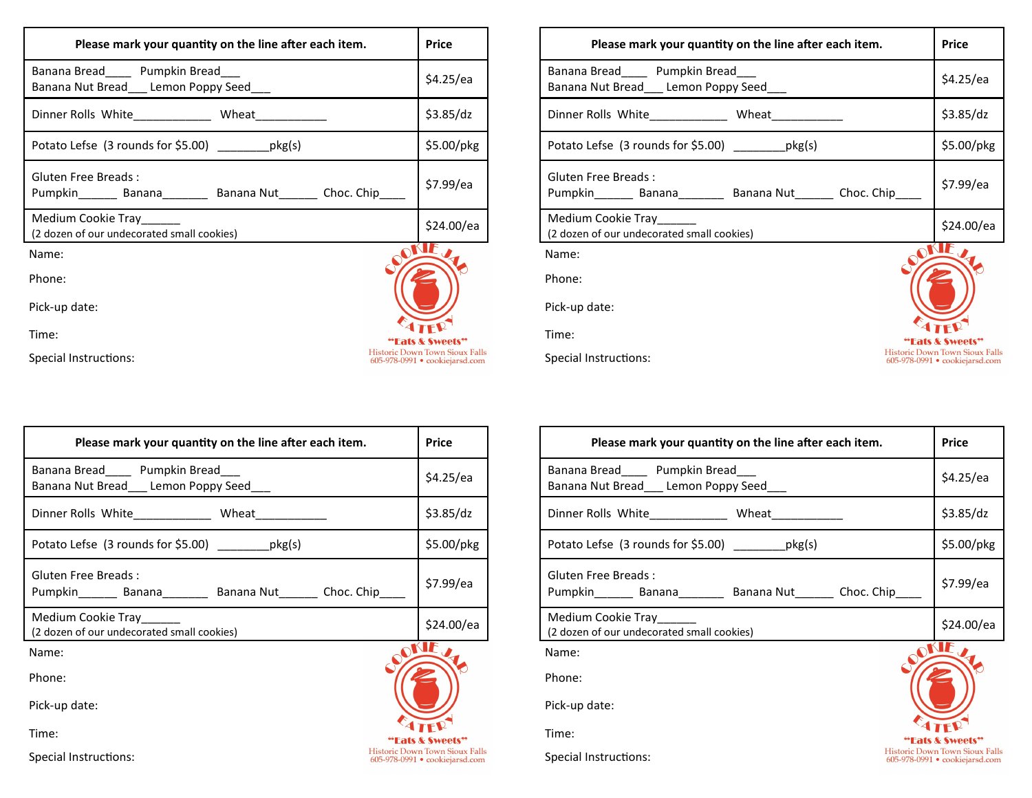| Please mark your quantity on the line after each item. | Price |
|---|---|
| Banana Bread____ Pumpkin Bread___ <br> Banana Nut Bread___ Lemon Poppy Seed___ | $4.25/ea |
| Dinner Rolls White____________ Wheat___________ | $3.85/dz |
| Potato Lefse (3 rounds for $5.00) ________pkg(s) | $5.00/pkg |
| Gluten Free Breads : <br> Pumpkin______ Banana_______ Banana Nut______ Choc. Chip____ | $7.99/ea |
| Medium Cookie Tray______ <br> (2 dozen of our undecorated small cookies) | $24.00/ea |

Name:

Phone:

Pick-up date:

Time:

Special Instructions:

COOKIE JAR EATERY
"Eats & Sweets"
Historic Down Town Sioux Falls
605-978-0991 • cookiejarsd.com

| Please mark your quantity on the line after each item. | Price |
|---|---|
| Banana Bread____ Pumpkin Bread___ <br> Banana Nut Bread___ Lemon Poppy Seed___ | $4.25/ea |
| Dinner Rolls White____________ Wheat___________ | $3.85/dz |
| Potato Lefse (3 rounds for $5.00) ________pkg(s) | $5.00/pkg |
| Gluten Free Breads : <br> Pumpkin______ Banana_______ Banana Nut______ Choc. Chip____ | $7.99/ea |
| Medium Cookie Tray______ <br> (2 dozen of our undecorated small cookies) | $24.00/ea |

Name:

Phone:

Pick-up date:

Time:

Special Instructions:

COOKIE JAR EATERY
"Eats & Sweets"
Historic Down Town Sioux Falls
605-978-0991 • cookiejarsd.com

| Please mark your quantity on the line after each item. | Price |
|---|---|
| Banana Bread____ Pumpkin Bread___ <br> Banana Nut Bread___ Lemon Poppy Seed___ | $4.25/ea |
| Dinner Rolls White____________ Wheat___________ | $3.85/dz |
| Potato Lefse (3 rounds for $5.00) ________pkg(s) | $5.00/pkg |
| Gluten Free Breads : <br> Pumpkin______ Banana_______ Banana Nut______ Choc. Chip____ | $7.99/ea |
| Medium Cookie Tray______ <br> (2 dozen of our undecorated small cookies) | $24.00/ea |

Name:

Phone:

Pick-up date:

Time:

Special Instructions:

COOKIE JAR EATERY
"Eats & Sweets"
Historic Down Town Sioux Falls
605-978-0991 • cookiejarsd.com

| Please mark your quantity on the line after each item. | Price |
|---|---|
| Banana Bread____ Pumpkin Bread___ <br> Banana Nut Bread___ Lemon Poppy Seed___ | $4.25/ea |
| Dinner Rolls White____________ Wheat___________ | $3.85/dz |
| Potato Lefse (3 rounds for $5.00) ________pkg(s) | $5.00/pkg |
| Gluten Free Breads : <br> Pumpkin______ Banana_______ Banana Nut______ Choc. Chip____ | $7.99/ea |
| Medium Cookie Tray______ <br> (2 dozen of our undecorated small cookies) | $24.00/ea |

Name:

Phone:

Pick-up date:

Time:

Special Instructions:

COOKIE JAR EATERY
"Eats & Sweets"
Historic Down Town Sioux Falls
605-978-0991 • cookiejarsd.com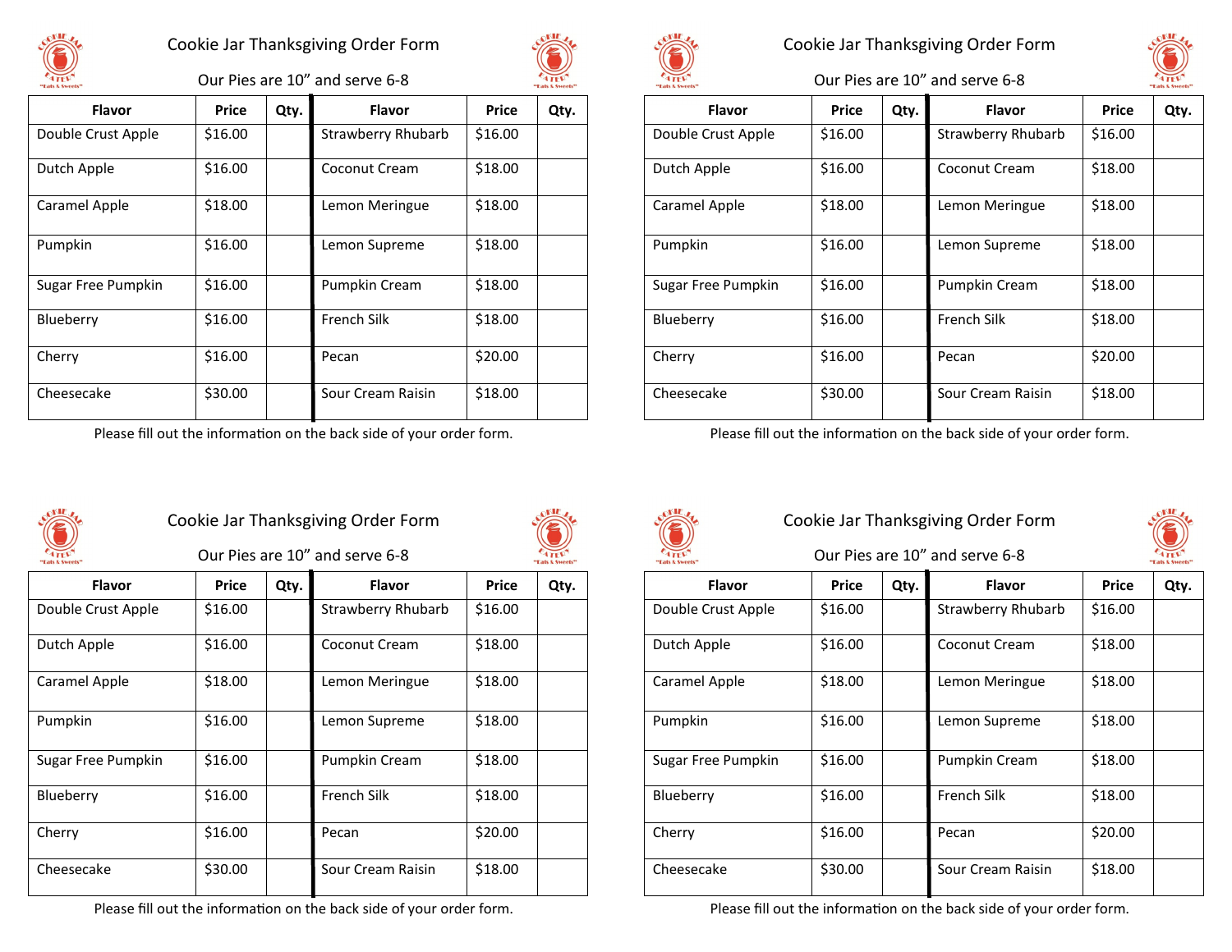# Cookie Jar Thanksgiving Order Form

Our Pies are 10” and serve 6-8

| Flavor | Price | Qty. | Flavor | Price | Qty. |
|---|---|---|---|---|---|
| Double Crust Apple | $16.00 | | Strawberry Rhubarb | $16.00 | |
| Dutch Apple | $16.00 | | Coconut Cream | $18.00 | |
| Caramel Apple | $18.00 | | Lemon Meringue | $18.00 | |
| Pumpkin | $16.00 | | Lemon Supreme | $18.00 | |
| Sugar Free Pumpkin | $16.00 | | Pumpkin Cream | $18.00 | |
| Blueberry | $16.00 | | French Silk | $18.00 | |
| Cherry | $16.00 | | Pecan | $20.00 | |
| Cheesecake | $30.00 | | Sour Cream Raisin | $18.00 | |

Please fill out the information on the back side of your order form.

# Cookie Jar Thanksgiving Order Form

Our Pies are 10” and serve 6-8

| Flavor | Price | Qty. | Flavor | Price | Qty. |
|---|---|---|---|---|---|
| Double Crust Apple | $16.00 | | Strawberry Rhubarb | $16.00 | |
| Dutch Apple | $16.00 | | Coconut Cream | $18.00 | |
| Caramel Apple | $18.00 | | Lemon Meringue | $18.00 | |
| Pumpkin | $16.00 | | Lemon Supreme | $18.00 | |
| Sugar Free Pumpkin | $16.00 | | Pumpkin Cream | $18.00 | |
| Blueberry | $16.00 | | French Silk | $18.00 | |
| Cherry | $16.00 | | Pecan | $20.00 | |
| Cheesecake | $30.00 | | Sour Cream Raisin | $18.00 | |

Please fill out the information on the back side of your order form.

# Cookie Jar Thanksgiving Order Form

Our Pies are 10” and serve 6-8

| Flavor | Price | Qty. | Flavor | Price | Qty. |
|---|---|---|---|---|---|
| Double Crust Apple | $16.00 | | Strawberry Rhubarb | $16.00 | |
| Dutch Apple | $16.00 | | Coconut Cream | $18.00 | |
| Caramel Apple | $18.00 | | Lemon Meringue | $18.00 | |
| Pumpkin | $16.00 | | Lemon Supreme | $18.00 | |
| Sugar Free Pumpkin | $16.00 | | Pumpkin Cream | $18.00 | |
| Blueberry | $16.00 | | French Silk | $18.00 | |
| Cherry | $16.00 | | Pecan | $20.00 | |
| Cheesecake | $30.00 | | Sour Cream Raisin | $18.00 | |

Please fill out the information on the back side of your order form.

# Cookie Jar Thanksgiving Order Form

Our Pies are 10” and serve 6-8

| Flavor | Price | Qty. | Flavor | Price | Qty. |
|---|---|---|---|---|---|
| Double Crust Apple | $16.00 | | Strawberry Rhubarb | $16.00 | |
| Dutch Apple | $16.00 | | Coconut Cream | $18.00 | |
| Caramel Apple | $18.00 | | Lemon Meringue | $18.00 | |
| Pumpkin | $16.00 | | Lemon Supreme | $18.00 | |
| Sugar Free Pumpkin | $16.00 | | Pumpkin Cream | $18.00 | |
| Blueberry | $16.00 | | French Silk | $18.00 | |
| Cherry | $16.00 | | Pecan | $20.00 | |
| Cheesecake | $30.00 | | Sour Cream Raisin | $18.00 | |

Please fill out the information on the back side of your order form.